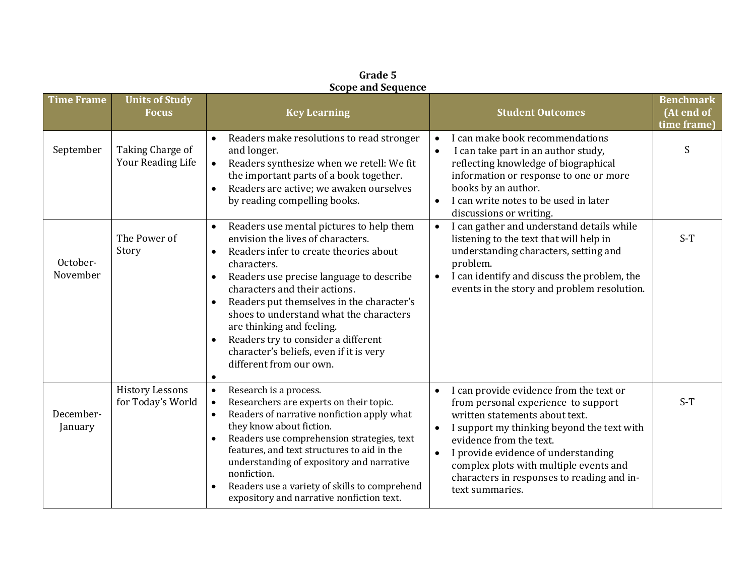**Grade 5**
**Scope and Sequence**

| Time Frame | Units of Study Focus | Key Learning | Student Outcomes | Benchmark (At end of time frame) |
|---|---|---|---|---|
| September | Taking Charge of Your Reading Life | • Readers make resolutions to read stronger and longer.<br>• Readers synthesize when we retell: We fit the important parts of a book together.<br>• Readers are active; we awaken ourselves by reading compelling books. | • I can make book recommendations<br>• I can take part in an author study, reflecting knowledge of biographical information or response to one or more books by an author.<br>• I can write notes to be used in later discussions or writing. | S |
| October-November | The Power of Story | • Readers use mental pictures to help them envision the lives of characters.<br>• Readers infer to create theories about characters.<br>• Readers use precise language to describe characters and their actions.<br>• Readers put themselves in the character's shoes to understand what the characters are thinking and feeling.<br>• Readers try to consider a different character's beliefs, even if it is very different from our own.<br>• | • I can gather and understand details while listening to the text that will help in understanding characters, setting and problem.<br>• I can identify and discuss the problem, the events in the story and problem resolution. | S-T |
| December-January | History Lessons for Today's World | • Research is a process.<br>• Researchers are experts on their topic.<br>• Readers of narrative nonfiction apply what they know about fiction.<br>• Readers use comprehension strategies, text features, and text structures to aid in the understanding of expository and narrative nonfiction.<br>• Readers use a variety of skills to comprehend expository and narrative nonfiction text. | • I can provide evidence from the text or from personal experience to support written statements about text.<br>• I support my thinking beyond the text with evidence from the text.<br>• I provide evidence of understanding complex plots with multiple events and characters in responses to reading and in-text summaries. | S-T |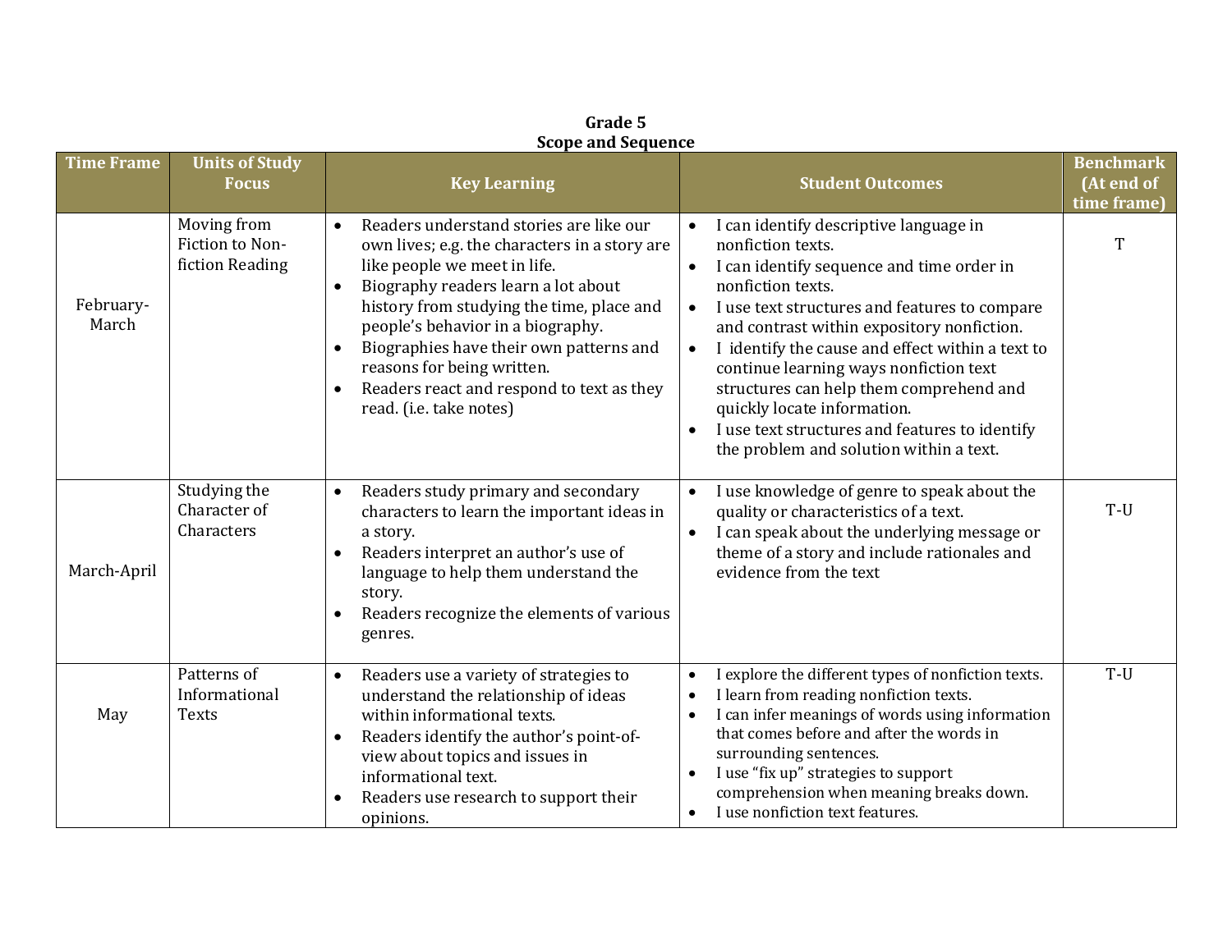**Grade 5**
**Scope and Sequence**

| Time Frame | Units of Study Focus | Key Learning | Student Outcomes | Benchmark (At end of time frame) |
|---|---|---|---|---|
| February-March | Moving from Fiction to Non-fiction Reading | • Readers understand stories are like our own lives; e.g. the characters in a story are like people we meet in life.<br>• Biography readers learn a lot about history from studying the time, place and people's behavior in a biography.<br>• Biographies have their own patterns and reasons for being written.<br>• Readers react and respond to text as they read. (i.e. take notes) | • I can identify descriptive language in nonfiction texts.<br>• I can identify sequence and time order in nonfiction texts.<br>• I use text structures and features to compare and contrast within expository nonfiction.<br>• I identify the cause and effect within a text to continue learning ways nonfiction text structures can help them comprehend and quickly locate information.<br>• I use text structures and features to identify the problem and solution within a text. | T |
| March-April | Studying the Character of Characters | • Readers study primary and secondary characters to learn the important ideas in a story.<br>• Readers interpret an author's use of language to help them understand the story.<br>• Readers recognize the elements of various genres. | • I use knowledge of genre to speak about the quality or characteristics of a text.<br>• I can speak about the underlying message or theme of a story and include rationales and evidence from the text | T-U |
| May | Patterns of Informational Texts | • Readers use a variety of strategies to understand the relationship of ideas within informational texts.<br>• Readers identify the author's point-of-view about topics and issues in informational text.<br>• Readers use research to support their opinions. | • I explore the different types of nonfiction texts.<br>• I learn from reading nonfiction texts.<br>• I can infer meanings of words using information that comes before and after the words in surrounding sentences.<br>• I use "fix up" strategies to support comprehension when meaning breaks down.<br>• I use nonfiction text features. | T-U |